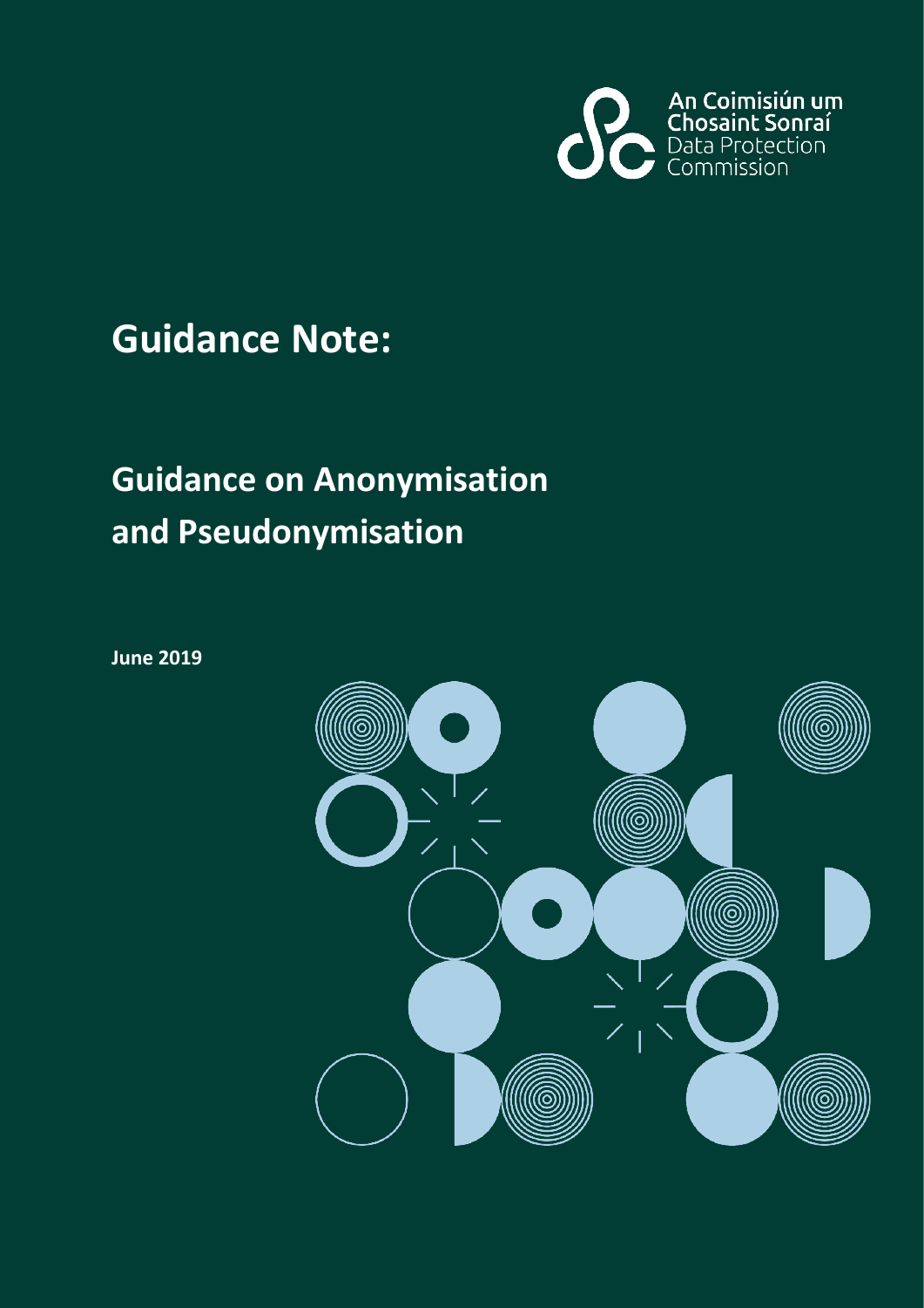An Coimisiún um Chosaint Sonraí
Data Protection Commission

# Guidance Note:

# Guidance on Anonymisation and Pseudonymisation

**June 2019**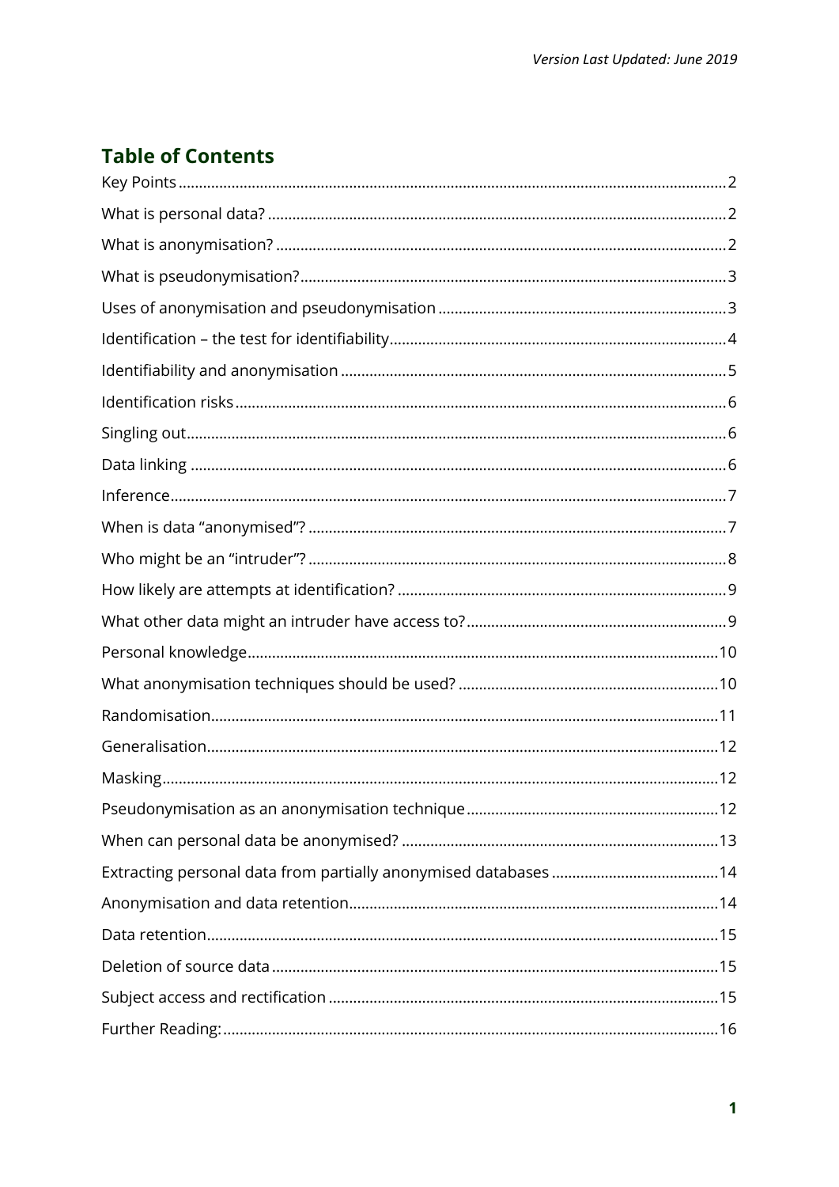*Version Last Updated: June 2019*

## Table of Contents

Key Points ..... 2
What is personal data? ..... 2
What is anonymisation? ..... 2
What is pseudonymisation? ..... 3
Uses of anonymisation and pseudonymisation ..... 3
Identification – the test for identifiability ..... 4
Identifiability and anonymisation ..... 5
Identification risks ..... 6
Singling out ..... 6
Data linking ..... 6
Inference ..... 7
When is data "anonymised"? ..... 7
Who might be an "intruder"? ..... 8
How likely are attempts at identification? ..... 9
What other data might an intruder have access to? ..... 9
Personal knowledge ..... 10
What anonymisation techniques should be used? ..... 10
Randomisation ..... 11
Generalisation ..... 12
Masking ..... 12
Pseudonymisation as an anonymisation technique ..... 12
When can personal data be anonymised? ..... 13
Extracting personal data from partially anonymised databases ..... 14
Anonymisation and data retention ..... 14
Data retention ..... 15
Deletion of source data ..... 15
Subject access and rectification ..... 15
Further Reading: ..... 16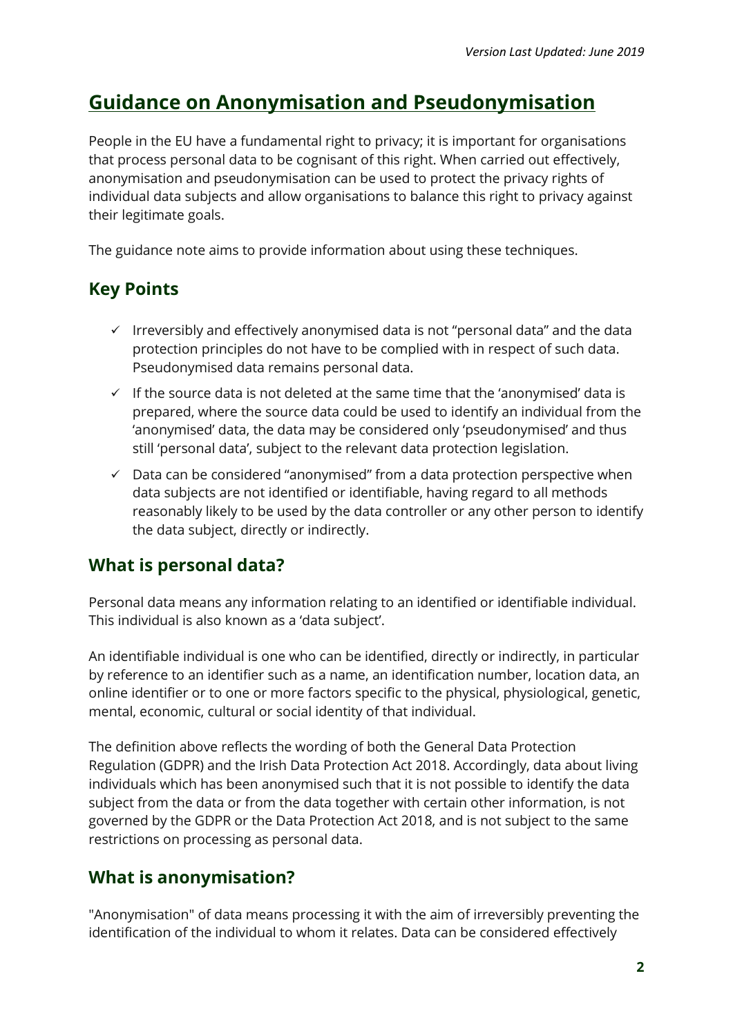# Guidance on Anonymisation and Pseudonymisation

People in the EU have a fundamental right to privacy; it is important for organisations that process personal data to be cognisant of this right. When carried out effectively, anonymisation and pseudonymisation can be used to protect the privacy rights of individual data subjects and allow organisations to balance this right to privacy against their legitimate goals.

The guidance note aims to provide information about using these techniques.

## Key Points

- ✓ Irreversibly and effectively anonymised data is not "personal data" and the data protection principles do not have to be complied with in respect of such data. Pseudonymised data remains personal data.
- ✓ If the source data is not deleted at the same time that the 'anonymised' data is prepared, where the source data could be used to identify an individual from the 'anonymised' data, the data may be considered only 'pseudonymised' and thus still 'personal data', subject to the relevant data protection legislation.
- ✓ Data can be considered "anonymised" from a data protection perspective when data subjects are not identified or identifiable, having regard to all methods reasonably likely to be used by the data controller or any other person to identify the data subject, directly or indirectly.

## What is personal data?

Personal data means any information relating to an identified or identifiable individual. This individual is also known as a 'data subject'.

An identifiable individual is one who can be identified, directly or indirectly, in particular by reference to an identifier such as a name, an identification number, location data, an online identifier or to one or more factors specific to the physical, physiological, genetic, mental, economic, cultural or social identity of that individual.

The definition above reflects the wording of both the General Data Protection Regulation (GDPR) and the Irish Data Protection Act 2018. Accordingly, data about living individuals which has been anonymised such that it is not possible to identify the data subject from the data or from the data together with certain other information, is not governed by the GDPR or the Data Protection Act 2018, and is not subject to the same restrictions on processing as personal data.

## What is anonymisation?

"Anonymisation" of data means processing it with the aim of irreversibly preventing the identification of the individual to whom it relates. Data can be considered effectively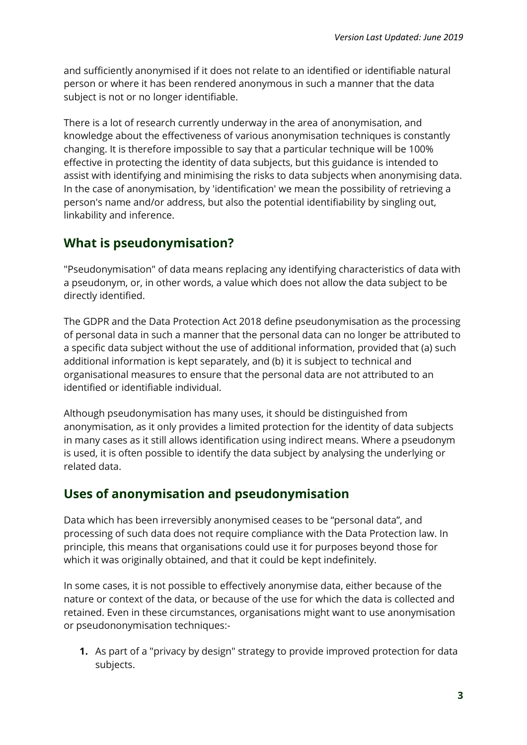and sufficiently anonymised if it does not relate to an identified or identifiable natural person or where it has been rendered anonymous in such a manner that the data subject is not or no longer identifiable.

There is a lot of research currently underway in the area of anonymisation, and knowledge about the effectiveness of various anonymisation techniques is constantly changing. It is therefore impossible to say that a particular technique will be 100% effective in protecting the identity of data subjects, but this guidance is intended to assist with identifying and minimising the risks to data subjects when anonymising data. In the case of anonymisation, by 'identification' we mean the possibility of retrieving a person's name and/or address, but also the potential identifiability by singling out, linkability and inference.

## What is pseudonymisation?

"Pseudonymisation" of data means replacing any identifying characteristics of data with a pseudonym, or, in other words, a value which does not allow the data subject to be directly identified.

The GDPR and the Data Protection Act 2018 define pseudonymisation as the processing of personal data in such a manner that the personal data can no longer be attributed to a specific data subject without the use of additional information, provided that (a) such additional information is kept separately, and (b) it is subject to technical and organisational measures to ensure that the personal data are not attributed to an identified or identifiable individual.

Although pseudonymisation has many uses, it should be distinguished from anonymisation, as it only provides a limited protection for the identity of data subjects in many cases as it still allows identification using indirect means. Where a pseudonym is used, it is often possible to identify the data subject by analysing the underlying or related data.

## Uses of anonymisation and pseudonymisation

Data which has been irreversibly anonymised ceases to be "personal data", and processing of such data does not require compliance with the Data Protection law. In principle, this means that organisations could use it for purposes beyond those for which it was originally obtained, and that it could be kept indefinitely.

In some cases, it is not possible to effectively anonymise data, either because of the nature or context of the data, or because of the use for which the data is collected and retained. Even in these circumstances, organisations might want to use anonymisation or pseudononymisation techniques:-

1. As part of a "privacy by design" strategy to provide improved protection for data subjects.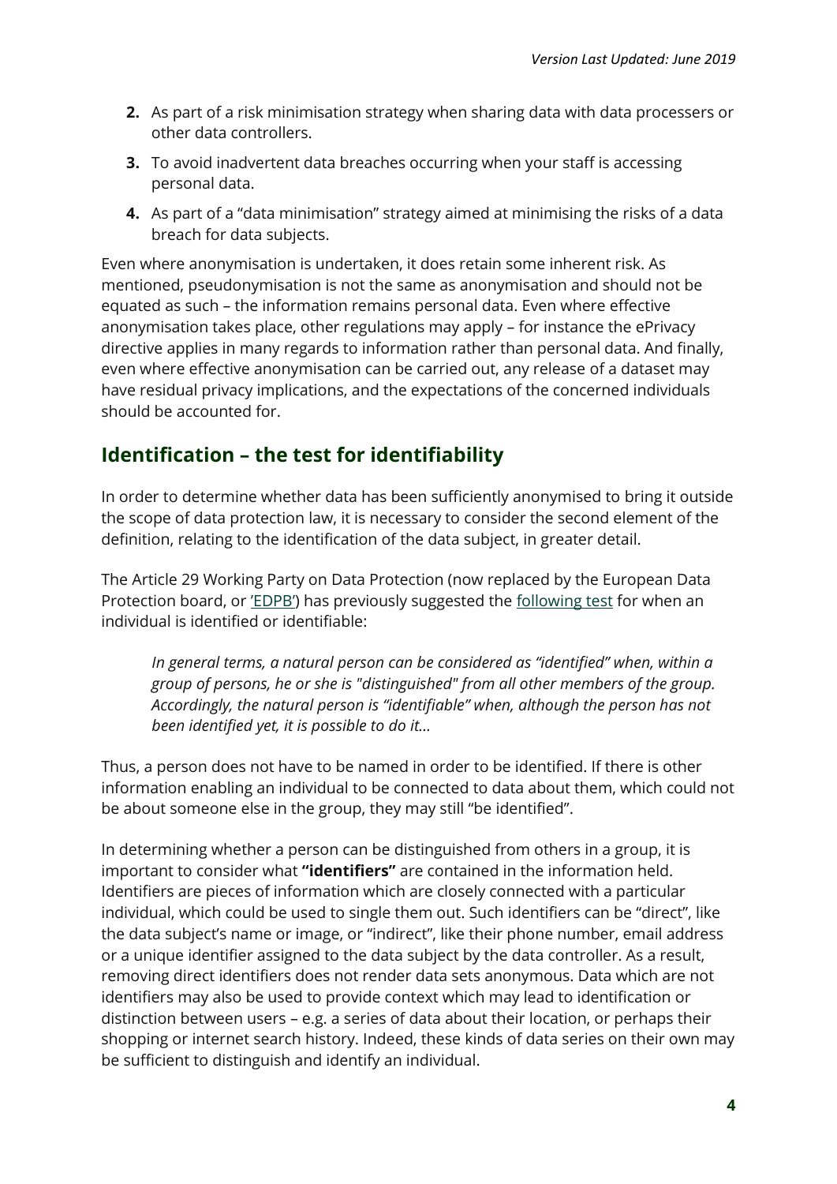2. As part of a risk minimisation strategy when sharing data with data processers or other data controllers.
3. To avoid inadvertent data breaches occurring when your staff is accessing personal data.
4. As part of a "data minimisation" strategy aimed at minimising the risks of a data breach for data subjects.

Even where anonymisation is undertaken, it does retain some inherent risk. As mentioned, pseudonymisation is not the same as anonymisation and should not be equated as such – the information remains personal data. Even where effective anonymisation takes place, other regulations may apply – for instance the ePrivacy directive applies in many regards to information rather than personal data. And finally, even where effective anonymisation can be carried out, any release of a dataset may have residual privacy implications, and the expectations of the concerned individuals should be accounted for.

## Identification – the test for identifiability

In order to determine whether data has been sufficiently anonymised to bring it outside the scope of data protection law, it is necessary to consider the second element of the definition, relating to the identification of the data subject, in greater detail.

The Article 29 Working Party on Data Protection (now replaced by the European Data Protection board, or 'EDPB') has previously suggested the following test for when an individual is identified or identifiable:

> *In general terms, a natural person can be considered as "identified" when, within a group of persons, he or she is "distinguished" from all other members of the group. Accordingly, the natural person is "identifiable" when, although the person has not been identified yet, it is possible to do it…*

Thus, a person does not have to be named in order to be identified. If there is other information enabling an individual to be connected to data about them, which could not be about someone else in the group, they may still "be identified".

In determining whether a person can be distinguished from others in a group, it is important to consider what **"identifiers"** are contained in the information held. Identifiers are pieces of information which are closely connected with a particular individual, which could be used to single them out. Such identifiers can be "direct", like the data subject's name or image, or "indirect", like their phone number, email address or a unique identifier assigned to the data subject by the data controller. As a result, removing direct identifiers does not render data sets anonymous. Data which are not identifiers may also be used to provide context which may lead to identification or distinction between users – e.g. a series of data about their location, or perhaps their shopping or internet search history. Indeed, these kinds of data series on their own may be sufficient to distinguish and identify an individual.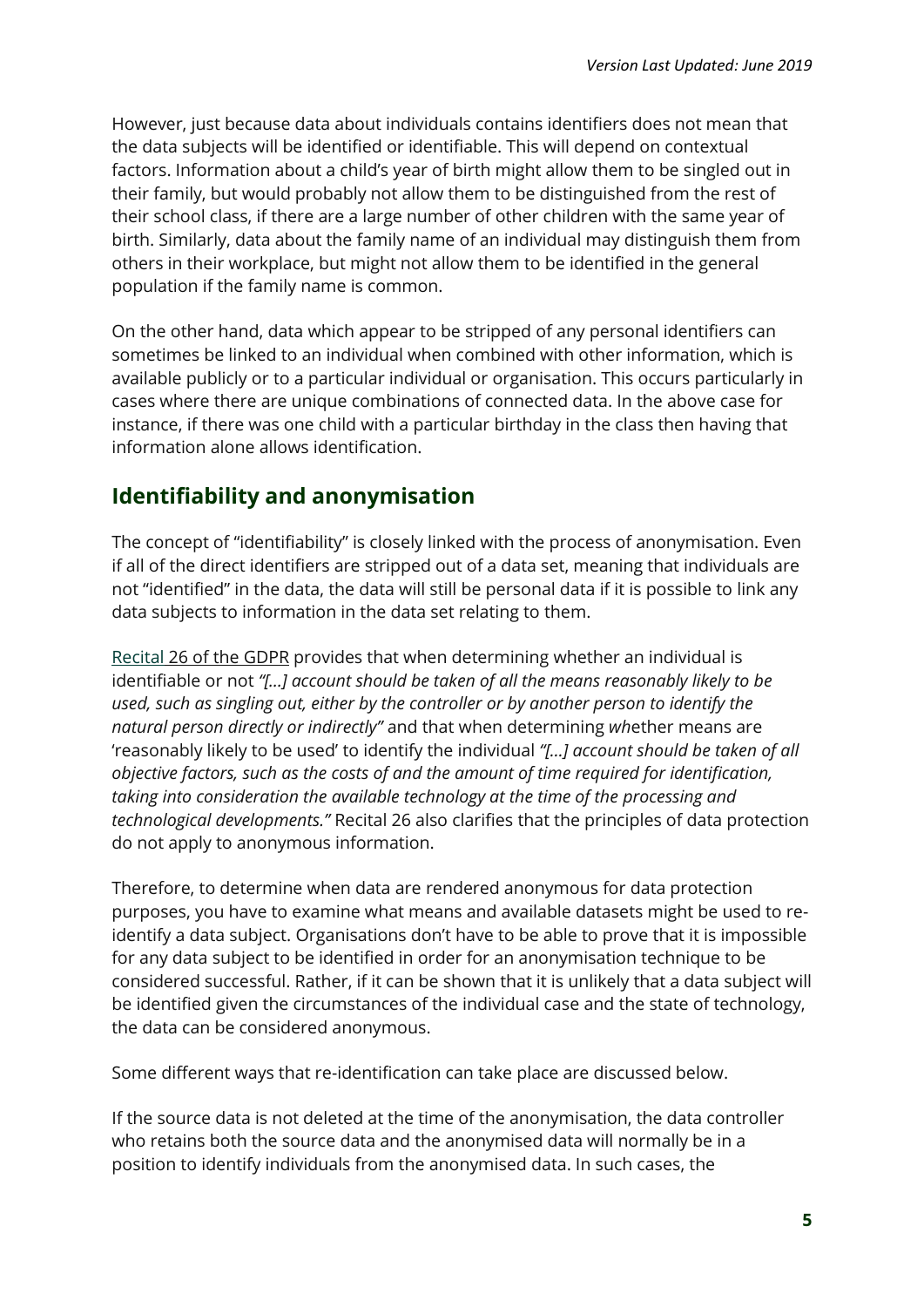However, just because data about individuals contains identifiers does not mean that the data subjects will be identified or identifiable. This will depend on contextual factors. Information about a child's year of birth might allow them to be singled out in their family, but would probably not allow them to be distinguished from the rest of their school class, if there are a large number of other children with the same year of birth. Similarly, data about the family name of an individual may distinguish them from others in their workplace, but might not allow them to be identified in the general population if the family name is common.

On the other hand, data which appear to be stripped of any personal identifiers can sometimes be linked to an individual when combined with other information, which is available publicly or to a particular individual or organisation. This occurs particularly in cases where there are unique combinations of connected data. In the above case for instance, if there was one child with a particular birthday in the class then having that information alone allows identification.

## Identifiability and anonymisation

The concept of "identifiability" is closely linked with the process of anonymisation. Even if all of the direct identifiers are stripped out of a data set, meaning that individuals are not "identified" in the data, the data will still be personal data if it is possible to link any data subjects to information in the data set relating to them.

Recital 26 of the GDPR provides that when determining whether an individual is identifiable or not *"[...] account should be taken of all the means reasonably likely to be used, such as singling out, either by the controller or by another person to identify the natural person directly or indirectly"* and that when determining whether means are 'reasonably likely to be used' to identify the individual *"[...] account should be taken of all objective factors, such as the costs of and the amount of time required for identification, taking into consideration the available technology at the time of the processing and technological developments."* Recital 26 also clarifies that the principles of data protection do not apply to anonymous information.

Therefore, to determine when data are rendered anonymous for data protection purposes, you have to examine what means and available datasets might be used to re-identify a data subject. Organisations don't have to be able to prove that it is impossible for any data subject to be identified in order for an anonymisation technique to be considered successful. Rather, if it can be shown that it is unlikely that a data subject will be identified given the circumstances of the individual case and the state of technology, the data can be considered anonymous.

Some different ways that re-identification can take place are discussed below.

If the source data is not deleted at the time of the anonymisation, the data controller who retains both the source data and the anonymised data will normally be in a position to identify individuals from the anonymised data. In such cases, the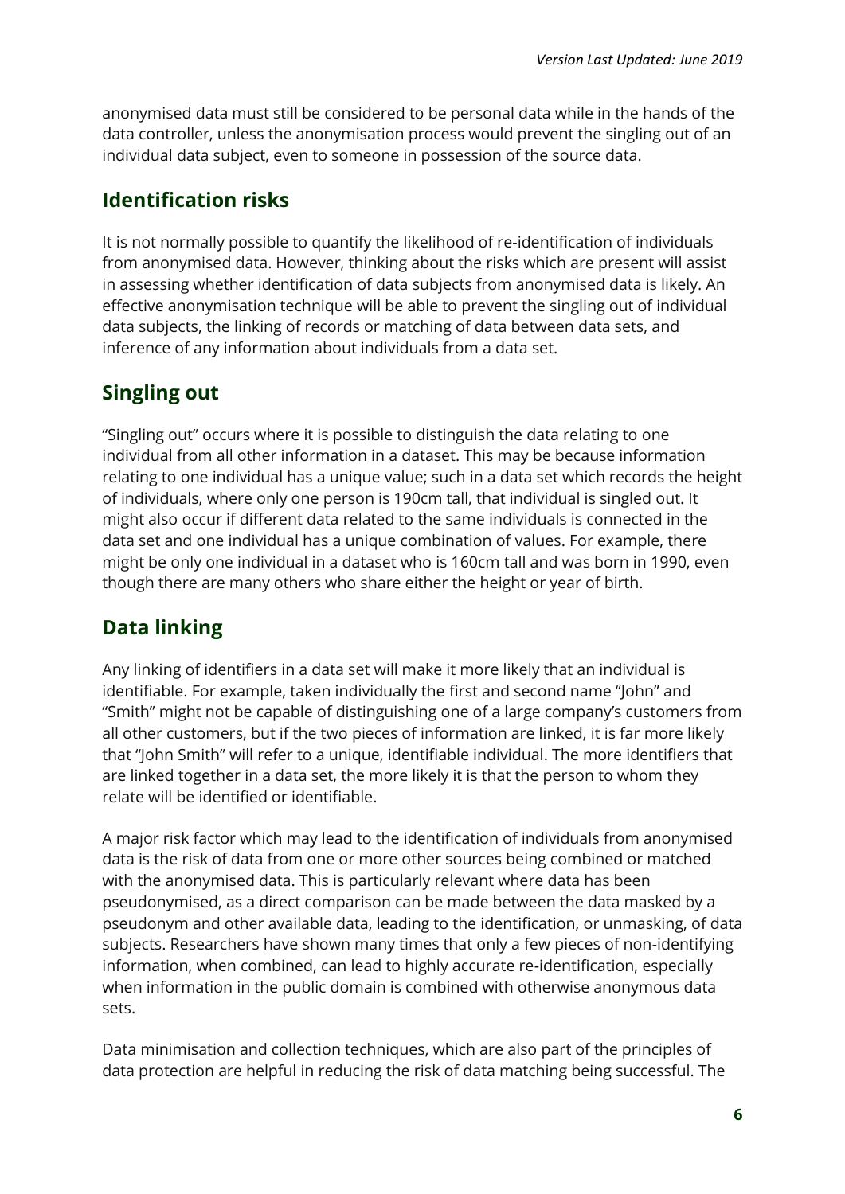anonymised data must still be considered to be personal data while in the hands of the data controller, unless the anonymisation process would prevent the singling out of an individual data subject, even to someone in possession of the source data.

## Identification risks

It is not normally possible to quantify the likelihood of re-identification of individuals from anonymised data. However, thinking about the risks which are present will assist in assessing whether identification of data subjects from anonymised data is likely. An effective anonymisation technique will be able to prevent the singling out of individual data subjects, the linking of records or matching of data between data sets, and inference of any information about individuals from a data set.

## Singling out

"Singling out" occurs where it is possible to distinguish the data relating to one individual from all other information in a dataset. This may be because information relating to one individual has a unique value; such in a data set which records the height of individuals, where only one person is 190cm tall, that individual is singled out. It might also occur if different data related to the same individuals is connected in the data set and one individual has a unique combination of values. For example, there might be only one individual in a dataset who is 160cm tall and was born in 1990, even though there are many others who share either the height or year of birth.

## Data linking

Any linking of identifiers in a data set will make it more likely that an individual is identifiable. For example, taken individually the first and second name "John" and "Smith" might not be capable of distinguishing one of a large company's customers from all other customers, but if the two pieces of information are linked, it is far more likely that "John Smith" will refer to a unique, identifiable individual. The more identifiers that are linked together in a data set, the more likely it is that the person to whom they relate will be identified or identifiable.

A major risk factor which may lead to the identification of individuals from anonymised data is the risk of data from one or more other sources being combined or matched with the anonymised data. This is particularly relevant where data has been pseudonymised, as a direct comparison can be made between the data masked by a pseudonym and other available data, leading to the identification, or unmasking, of data subjects. Researchers have shown many times that only a few pieces of non-identifying information, when combined, can lead to highly accurate re-identification, especially when information in the public domain is combined with otherwise anonymous data sets.

Data minimisation and collection techniques, which are also part of the principles of data protection are helpful in reducing the risk of data matching being successful. The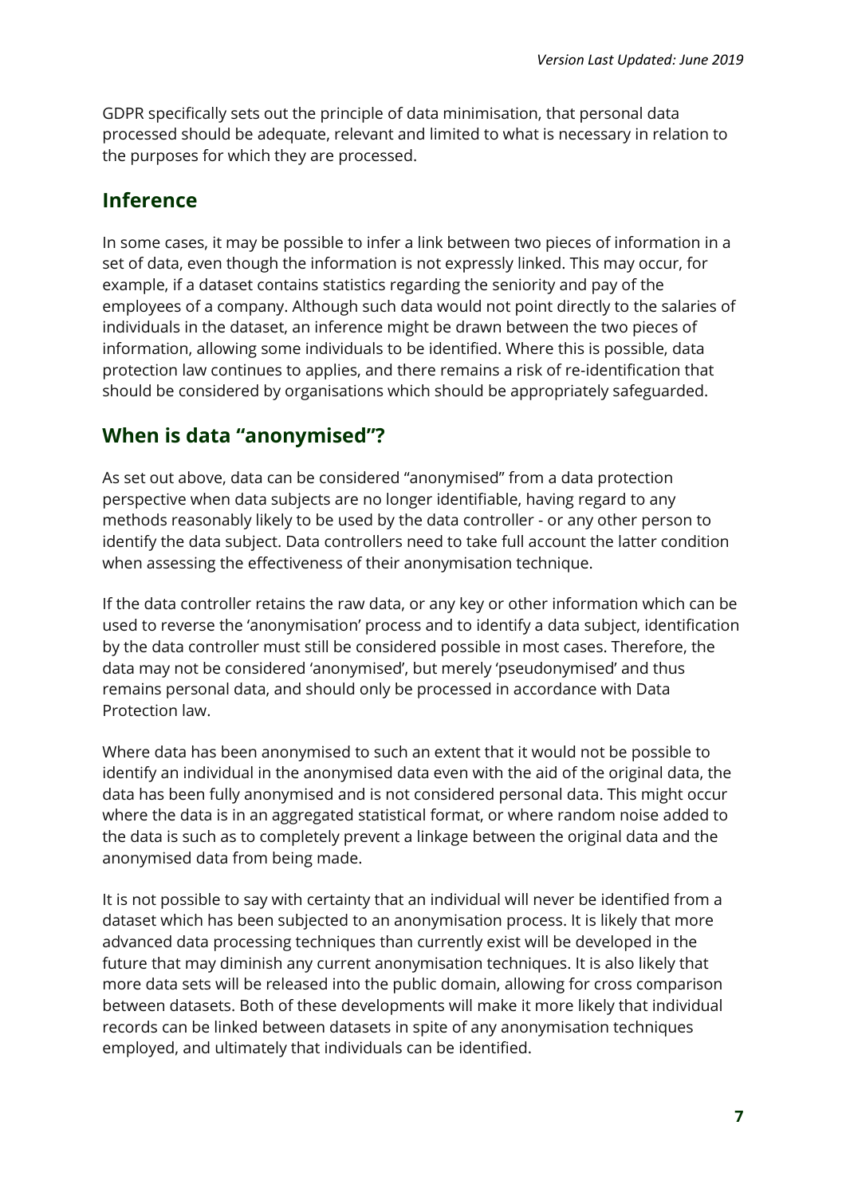GDPR specifically sets out the principle of data minimisation, that personal data processed should be adequate, relevant and limited to what is necessary in relation to the purposes for which they are processed.

## Inference

In some cases, it may be possible to infer a link between two pieces of information in a set of data, even though the information is not expressly linked. This may occur, for example, if a dataset contains statistics regarding the seniority and pay of the employees of a company. Although such data would not point directly to the salaries of individuals in the dataset, an inference might be drawn between the two pieces of information, allowing some individuals to be identified. Where this is possible, data protection law continues to applies, and there remains a risk of re-identification that should be considered by organisations which should be appropriately safeguarded.

## When is data "anonymised"?

As set out above, data can be considered "anonymised" from a data protection perspective when data subjects are no longer identifiable, having regard to any methods reasonably likely to be used by the data controller - or any other person to identify the data subject. Data controllers need to take full account the latter condition when assessing the effectiveness of their anonymisation technique.

If the data controller retains the raw data, or any key or other information which can be used to reverse the 'anonymisation' process and to identify a data subject, identification by the data controller must still be considered possible in most cases. Therefore, the data may not be considered 'anonymised', but merely 'pseudonymised' and thus remains personal data, and should only be processed in accordance with Data Protection law.

Where data has been anonymised to such an extent that it would not be possible to identify an individual in the anonymised data even with the aid of the original data, the data has been fully anonymised and is not considered personal data. This might occur where the data is in an aggregated statistical format, or where random noise added to the data is such as to completely prevent a linkage between the original data and the anonymised data from being made.

It is not possible to say with certainty that an individual will never be identified from a dataset which has been subjected to an anonymisation process. It is likely that more advanced data processing techniques than currently exist will be developed in the future that may diminish any current anonymisation techniques. It is also likely that more data sets will be released into the public domain, allowing for cross comparison between datasets. Both of these developments will make it more likely that individual records can be linked between datasets in spite of any anonymisation techniques employed, and ultimately that individuals can be identified.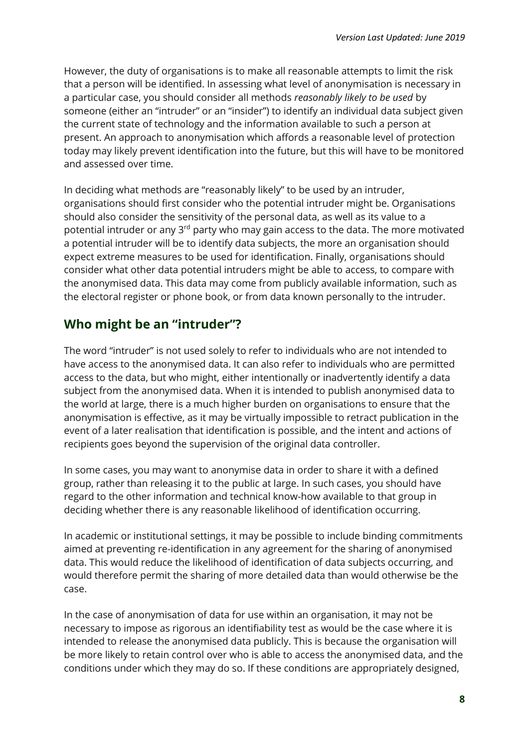However, the duty of organisations is to make all reasonable attempts to limit the risk that a person will be identified. In assessing what level of anonymisation is necessary in a particular case, you should consider all methods *reasonably likely to be used* by someone (either an "intruder" or an "insider") to identify an individual data subject given the current state of technology and the information available to such a person at present. An approach to anonymisation which affords a reasonable level of protection today may likely prevent identification into the future, but this will have to be monitored and assessed over time.

In deciding what methods are "reasonably likely" to be used by an intruder, organisations should first consider who the potential intruder might be. Organisations should also consider the sensitivity of the personal data, as well as its value to a potential intruder or any 3rd party who may gain access to the data. The more motivated a potential intruder will be to identify data subjects, the more an organisation should expect extreme measures to be used for identification. Finally, organisations should consider what other data potential intruders might be able to access, to compare with the anonymised data. This data may come from publicly available information, such as the electoral register or phone book, or from data known personally to the intruder.

## Who might be an "intruder"?

The word "intruder" is not used solely to refer to individuals who are not intended to have access to the anonymised data. It can also refer to individuals who are permitted access to the data, but who might, either intentionally or inadvertently identify a data subject from the anonymised data. When it is intended to publish anonymised data to the world at large, there is a much higher burden on organisations to ensure that the anonymisation is effective, as it may be virtually impossible to retract publication in the event of a later realisation that identification is possible, and the intent and actions of recipients goes beyond the supervision of the original data controller.

In some cases, you may want to anonymise data in order to share it with a defined group, rather than releasing it to the public at large. In such cases, you should have regard to the other information and technical know-how available to that group in deciding whether there is any reasonable likelihood of identification occurring.

In academic or institutional settings, it may be possible to include binding commitments aimed at preventing re-identification in any agreement for the sharing of anonymised data. This would reduce the likelihood of identification of data subjects occurring, and would therefore permit the sharing of more detailed data than would otherwise be the case.

In the case of anonymisation of data for use within an organisation, it may not be necessary to impose as rigorous an identifiability test as would be the case where it is intended to release the anonymised data publicly. This is because the organisation will be more likely to retain control over who is able to access the anonymised data, and the conditions under which they may do so. If these conditions are appropriately designed,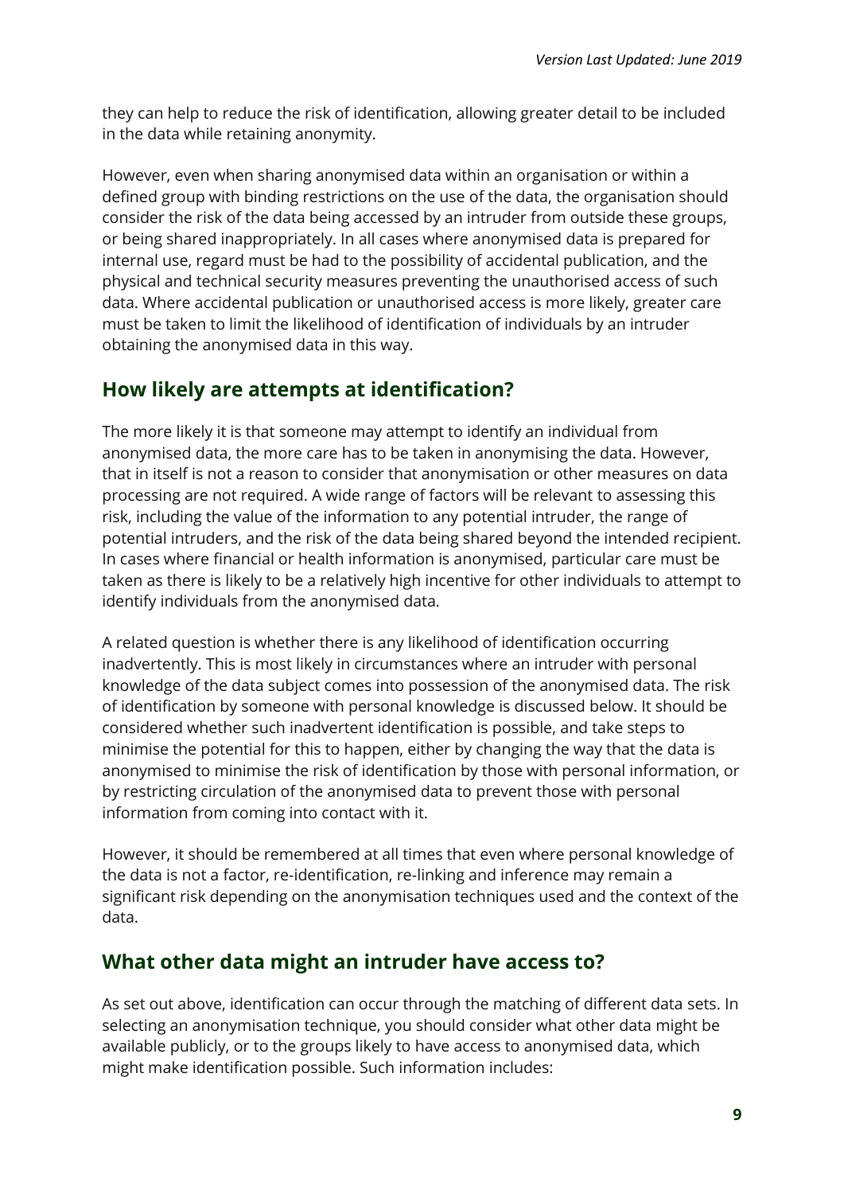they can help to reduce the risk of identification, allowing greater detail to be included in the data while retaining anonymity.

However, even when sharing anonymised data within an organisation or within a defined group with binding restrictions on the use of the data, the organisation should consider the risk of the data being accessed by an intruder from outside these groups, or being shared inappropriately. In all cases where anonymised data is prepared for internal use, regard must be had to the possibility of accidental publication, and the physical and technical security measures preventing the unauthorised access of such data. Where accidental publication or unauthorised access is more likely, greater care must be taken to limit the likelihood of identification of individuals by an intruder obtaining the anonymised data in this way.

## How likely are attempts at identification?

The more likely it is that someone may attempt to identify an individual from anonymised data, the more care has to be taken in anonymising the data. However, that in itself is not a reason to consider that anonymisation or other measures on data processing are not required. A wide range of factors will be relevant to assessing this risk, including the value of the information to any potential intruder, the range of potential intruders, and the risk of the data being shared beyond the intended recipient. In cases where financial or health information is anonymised, particular care must be taken as there is likely to be a relatively high incentive for other individuals to attempt to identify individuals from the anonymised data.

A related question is whether there is any likelihood of identification occurring inadvertently. This is most likely in circumstances where an intruder with personal knowledge of the data subject comes into possession of the anonymised data. The risk of identification by someone with personal knowledge is discussed below. It should be considered whether such inadvertent identification is possible, and take steps to minimise the potential for this to happen, either by changing the way that the data is anonymised to minimise the risk of identification by those with personal information, or by restricting circulation of the anonymised data to prevent those with personal information from coming into contact with it.

However, it should be remembered at all times that even where personal knowledge of the data is not a factor, re-identification, re-linking and inference may remain a significant risk depending on the anonymisation techniques used and the context of the data.

## What other data might an intruder have access to?

As set out above, identification can occur through the matching of different data sets. In selecting an anonymisation technique, you should consider what other data might be available publicly, or to the groups likely to have access to anonymised data, which might make identification possible. Such information includes: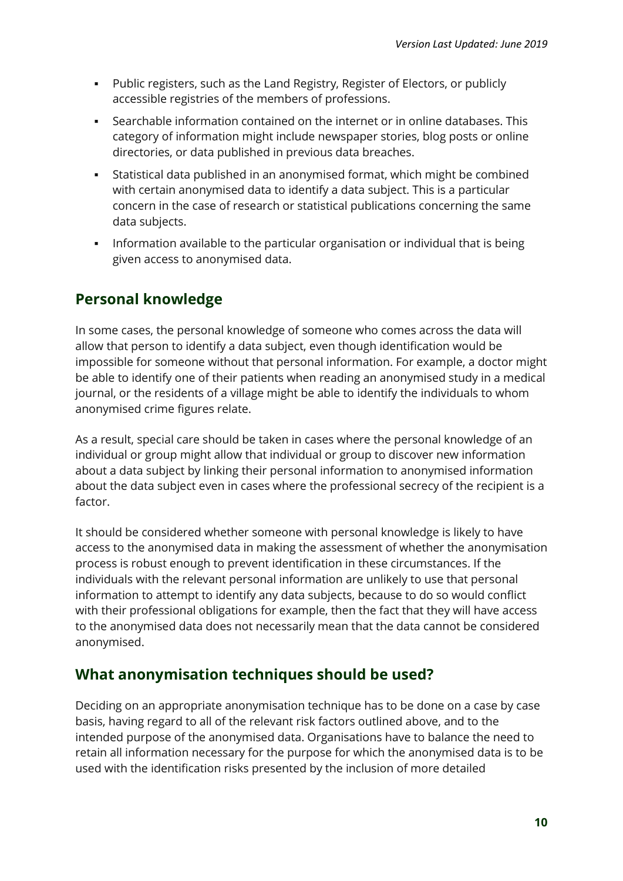- Public registers, such as the Land Registry, Register of Electors, or publicly accessible registries of the members of professions.
- Searchable information contained on the internet or in online databases. This category of information might include newspaper stories, blog posts or online directories, or data published in previous data breaches.
- Statistical data published in an anonymised format, which might be combined with certain anonymised data to identify a data subject. This is a particular concern in the case of research or statistical publications concerning the same data subjects.
- Information available to the particular organisation or individual that is being given access to anonymised data.

## Personal knowledge

In some cases, the personal knowledge of someone who comes across the data will allow that person to identify a data subject, even though identification would be impossible for someone without that personal information. For example, a doctor might be able to identify one of their patients when reading an anonymised study in a medical journal, or the residents of a village might be able to identify the individuals to whom anonymised crime figures relate.

As a result, special care should be taken in cases where the personal knowledge of an individual or group might allow that individual or group to discover new information about a data subject by linking their personal information to anonymised information about the data subject even in cases where the professional secrecy of the recipient is a factor.

It should be considered whether someone with personal knowledge is likely to have access to the anonymised data in making the assessment of whether the anonymisation process is robust enough to prevent identification in these circumstances. If the individuals with the relevant personal information are unlikely to use that personal information to attempt to identify any data subjects, because to do so would conflict with their professional obligations for example, then the fact that they will have access to the anonymised data does not necessarily mean that the data cannot be considered anonymised.

## What anonymisation techniques should be used?

Deciding on an appropriate anonymisation technique has to be done on a case by case basis, having regard to all of the relevant risk factors outlined above, and to the intended purpose of the anonymised data. Organisations have to balance the need to retain all information necessary for the purpose for which the anonymised data is to be used with the identification risks presented by the inclusion of more detailed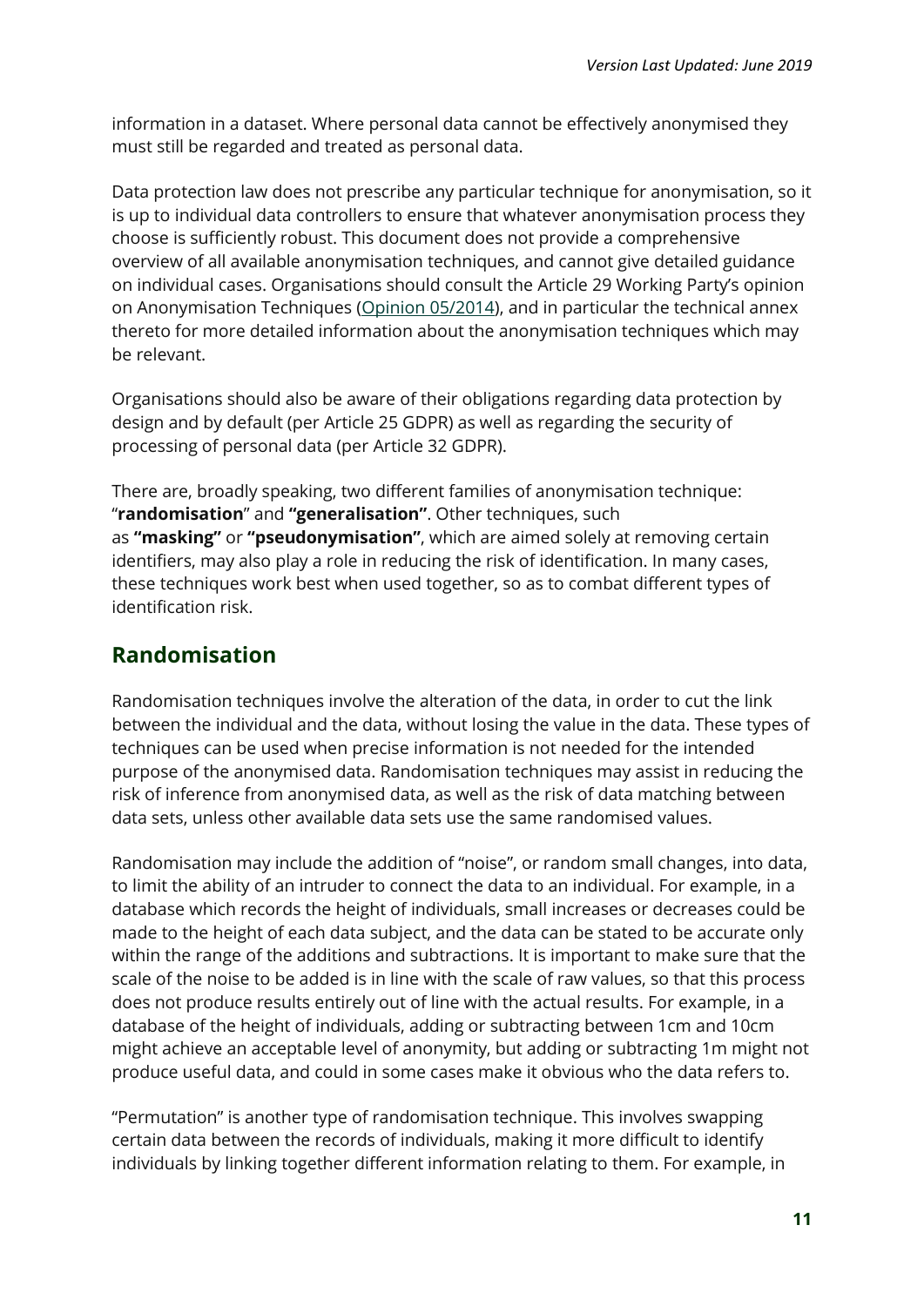information in a dataset. Where personal data cannot be effectively anonymised they must still be regarded and treated as personal data.

Data protection law does not prescribe any particular technique for anonymisation, so it is up to individual data controllers to ensure that whatever anonymisation process they choose is sufficiently robust. This document does not provide a comprehensive overview of all available anonymisation techniques, and cannot give detailed guidance on individual cases. Organisations should consult the Article 29 Working Party's opinion on Anonymisation Techniques (Opinion 05/2014), and in particular the technical annex thereto for more detailed information about the anonymisation techniques which may be relevant.

Organisations should also be aware of their obligations regarding data protection by design and by default (per Article 25 GDPR) as well as regarding the security of processing of personal data (per Article 32 GDPR).

There are, broadly speaking, two different families of anonymisation technique: "**randomisation**" and **"generalisation"**. Other techniques, such as **"masking"** or **"pseudonymisation"**, which are aimed solely at removing certain identifiers, may also play a role in reducing the risk of identification. In many cases, these techniques work best when used together, so as to combat different types of identification risk.

## Randomisation

Randomisation techniques involve the alteration of the data, in order to cut the link between the individual and the data, without losing the value in the data. These types of techniques can be used when precise information is not needed for the intended purpose of the anonymised data. Randomisation techniques may assist in reducing the risk of inference from anonymised data, as well as the risk of data matching between data sets, unless other available data sets use the same randomised values.

Randomisation may include the addition of "noise", or random small changes, into data, to limit the ability of an intruder to connect the data to an individual. For example, in a database which records the height of individuals, small increases or decreases could be made to the height of each data subject, and the data can be stated to be accurate only within the range of the additions and subtractions. It is important to make sure that the scale of the noise to be added is in line with the scale of raw values, so that this process does not produce results entirely out of line with the actual results. For example, in a database of the height of individuals, adding or subtracting between 1cm and 10cm might achieve an acceptable level of anonymity, but adding or subtracting 1m might not produce useful data, and could in some cases make it obvious who the data refers to.

"Permutation" is another type of randomisation technique. This involves swapping certain data between the records of individuals, making it more difficult to identify individuals by linking together different information relating to them. For example, in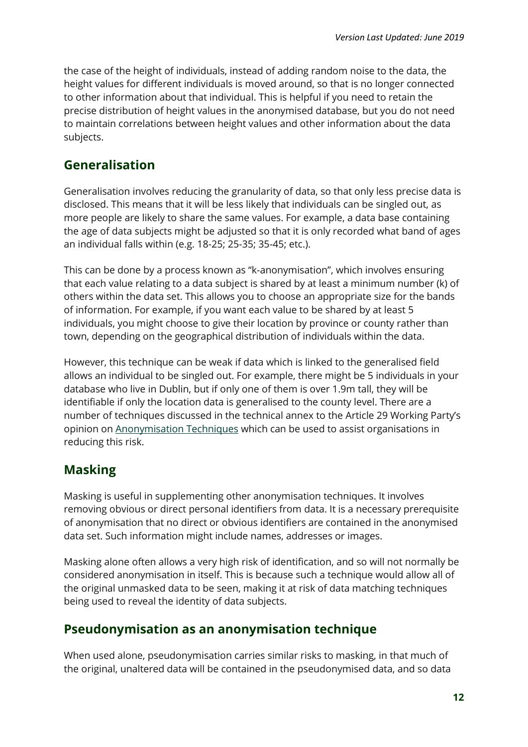the case of the height of individuals, instead of adding random noise to the data, the height values for different individuals is moved around, so that is no longer connected to other information about that individual. This is helpful if you need to retain the precise distribution of height values in the anonymised database, but you do not need to maintain correlations between height values and other information about the data subjects.

## Generalisation

Generalisation involves reducing the granularity of data, so that only less precise data is disclosed. This means that it will be less likely that individuals can be singled out, as more people are likely to share the same values. For example, a data base containing the age of data subjects might be adjusted so that it is only recorded what band of ages an individual falls within (e.g. 18-25; 25-35; 35-45; etc.).

This can be done by a process known as "k-anonymisation", which involves ensuring that each value relating to a data subject is shared by at least a minimum number (k) of others within the data set. This allows you to choose an appropriate size for the bands of information. For example, if you want each value to be shared by at least 5 individuals, you might choose to give their location by province or county rather than town, depending on the geographical distribution of individuals within the data.

However, this technique can be weak if data which is linked to the generalised field allows an individual to be singled out. For example, there might be 5 individuals in your database who live in Dublin, but if only one of them is over 1.9m tall, they will be identifiable if only the location data is generalised to the county level. There are a number of techniques discussed in the technical annex to the Article 29 Working Party's opinion on Anonymisation Techniques which can be used to assist organisations in reducing this risk.

## Masking

Masking is useful in supplementing other anonymisation techniques. It involves removing obvious or direct personal identifiers from data. It is a necessary prerequisite of anonymisation that no direct or obvious identifiers are contained in the anonymised data set. Such information might include names, addresses or images.

Masking alone often allows a very high risk of identification, and so will not normally be considered anonymisation in itself. This is because such a technique would allow all of the original unmasked data to be seen, making it at risk of data matching techniques being used to reveal the identity of data subjects.

## Pseudonymisation as an anonymisation technique

When used alone, pseudonymisation carries similar risks to masking, in that much of the original, unaltered data will be contained in the pseudonymised data, and so data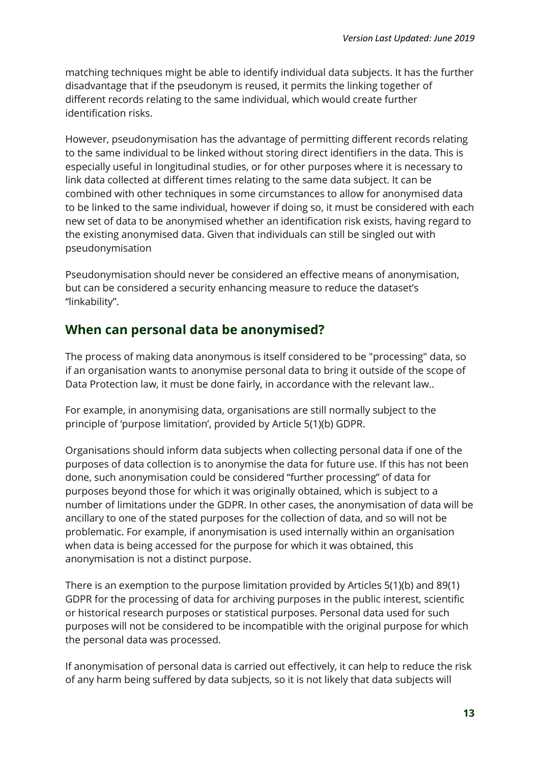matching techniques might be able to identify individual data subjects. It has the further disadvantage that if the pseudonym is reused, it permits the linking together of different records relating to the same individual, which would create further identification risks.

However, pseudonymisation has the advantage of permitting different records relating to the same individual to be linked without storing direct identifiers in the data. This is especially useful in longitudinal studies, or for other purposes where it is necessary to link data collected at different times relating to the same data subject. It can be combined with other techniques in some circumstances to allow for anonymised data to be linked to the same individual, however if doing so, it must be considered with each new set of data to be anonymised whether an identification risk exists, having regard to the existing anonymised data. Given that individuals can still be singled out with pseudonymisation

Pseudonymisation should never be considered an effective means of anonymisation, but can be considered a security enhancing measure to reduce the dataset's "linkability".

## When can personal data be anonymised?

The process of making data anonymous is itself considered to be "processing" data, so if an organisation wants to anonymise personal data to bring it outside of the scope of Data Protection law, it must be done fairly, in accordance with the relevant law..

For example, in anonymising data, organisations are still normally subject to the principle of 'purpose limitation', provided by Article 5(1)(b) GDPR.

Organisations should inform data subjects when collecting personal data if one of the purposes of data collection is to anonymise the data for future use. If this has not been done, such anonymisation could be considered "further processing" of data for purposes beyond those for which it was originally obtained, which is subject to a number of limitations under the GDPR. In other cases, the anonymisation of data will be ancillary to one of the stated purposes for the collection of data, and so will not be problematic. For example, if anonymisation is used internally within an organisation when data is being accessed for the purpose for which it was obtained, this anonymisation is not a distinct purpose.

There is an exemption to the purpose limitation provided by Articles 5(1)(b) and 89(1) GDPR for the processing of data for archiving purposes in the public interest, scientific or historical research purposes or statistical purposes. Personal data used for such purposes will not be considered to be incompatible with the original purpose for which the personal data was processed.

If anonymisation of personal data is carried out effectively, it can help to reduce the risk of any harm being suffered by data subjects, so it is not likely that data subjects will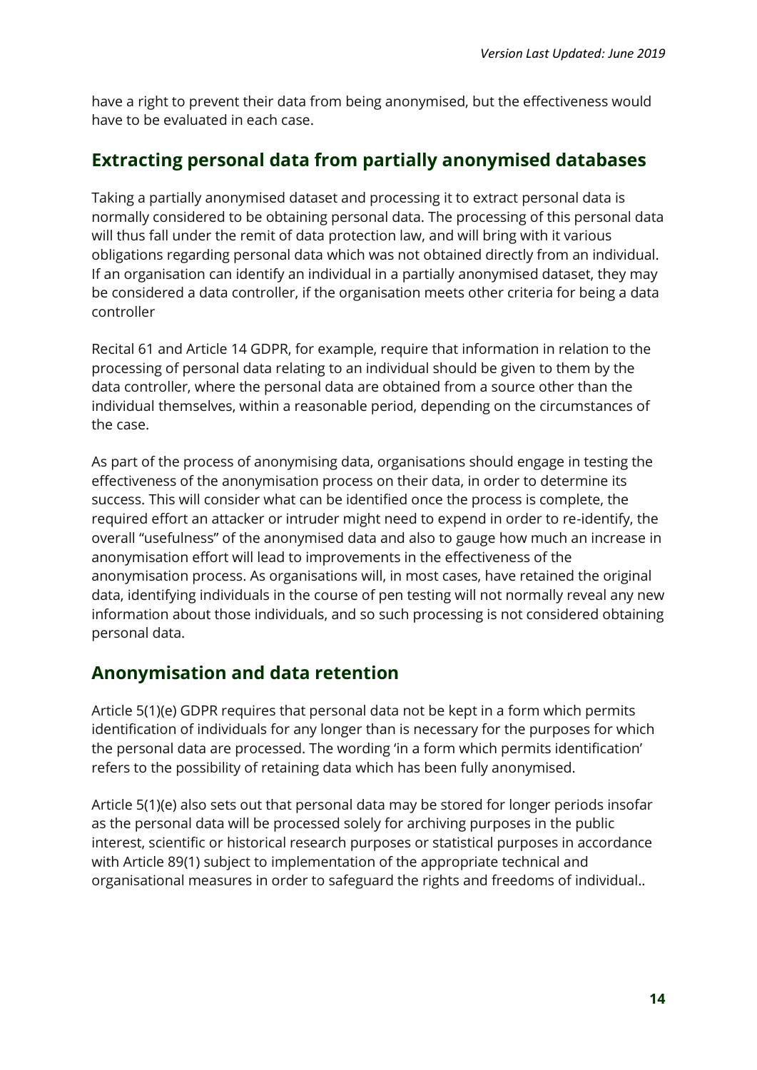have a right to prevent their data from being anonymised, but the effectiveness would have to be evaluated in each case.

## Extracting personal data from partially anonymised databases

Taking a partially anonymised dataset and processing it to extract personal data is normally considered to be obtaining personal data. The processing of this personal data will thus fall under the remit of data protection law, and will bring with it various obligations regarding personal data which was not obtained directly from an individual. If an organisation can identify an individual in a partially anonymised dataset, they may be considered a data controller, if the organisation meets other criteria for being a data controller

Recital 61 and Article 14 GDPR, for example, require that information in relation to the processing of personal data relating to an individual should be given to them by the data controller, where the personal data are obtained from a source other than the individual themselves, within a reasonable period, depending on the circumstances of the case.

As part of the process of anonymising data, organisations should engage in testing the effectiveness of the anonymisation process on their data, in order to determine its success. This will consider what can be identified once the process is complete, the required effort an attacker or intruder might need to expend in order to re-identify, the overall "usefulness" of the anonymised data and also to gauge how much an increase in anonymisation effort will lead to improvements in the effectiveness of the anonymisation process. As organisations will, in most cases, have retained the original data, identifying individuals in the course of pen testing will not normally reveal any new information about those individuals, and so such processing is not considered obtaining personal data.

## Anonymisation and data retention

Article 5(1)(e) GDPR requires that personal data not be kept in a form which permits identification of individuals for any longer than is necessary for the purposes for which the personal data are processed. The wording 'in a form which permits identification' refers to the possibility of retaining data which has been fully anonymised.

Article 5(1)(e) also sets out that personal data may be stored for longer periods insofar as the personal data will be processed solely for archiving purposes in the public interest, scientific or historical research purposes or statistical purposes in accordance with Article 89(1) subject to implementation of the appropriate technical and organisational measures in order to safeguard the rights and freedoms of individual..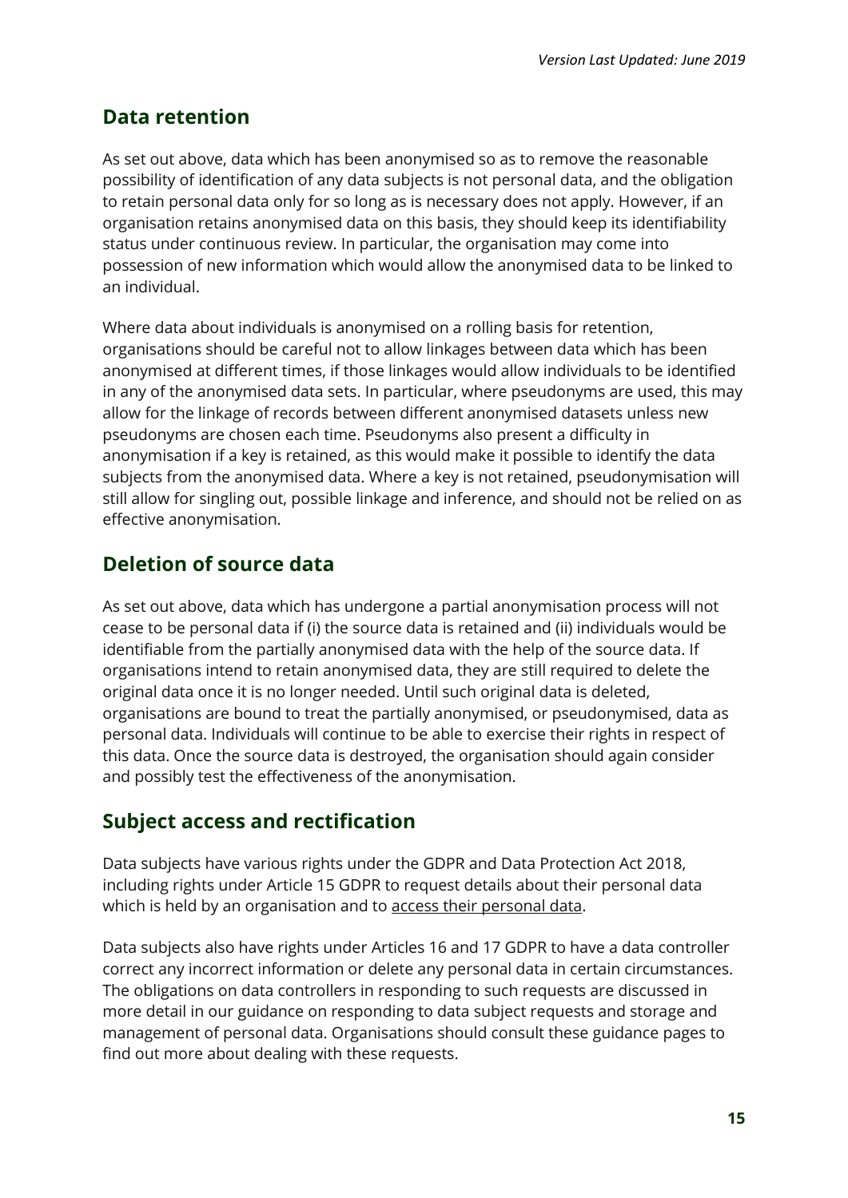## Data retention

As set out above, data which has been anonymised so as to remove the reasonable possibility of identification of any data subjects is not personal data, and the obligation to retain personal data only for so long as is necessary does not apply. However, if an organisation retains anonymised data on this basis, they should keep its identifiability status under continuous review. In particular, the organisation may come into possession of new information which would allow the anonymised data to be linked to an individual.

Where data about individuals is anonymised on a rolling basis for retention, organisations should be careful not to allow linkages between data which has been anonymised at different times, if those linkages would allow individuals to be identified in any of the anonymised data sets. In particular, where pseudonyms are used, this may allow for the linkage of records between different anonymised datasets unless new pseudonyms are chosen each time. Pseudonyms also present a difficulty in anonymisation if a key is retained, as this would make it possible to identify the data subjects from the anonymised data. Where a key is not retained, pseudonymisation will still allow for singling out, possible linkage and inference, and should not be relied on as effective anonymisation.

## Deletion of source data

As set out above, data which has undergone a partial anonymisation process will not cease to be personal data if (i) the source data is retained and (ii) individuals would be identifiable from the partially anonymised data with the help of the source data. If organisations intend to retain anonymised data, they are still required to delete the original data once it is no longer needed. Until such original data is deleted, organisations are bound to treat the partially anonymised, or pseudonymised, data as personal data. Individuals will continue to be able to exercise their rights in respect of this data. Once the source data is destroyed, the organisation should again consider and possibly test the effectiveness of the anonymisation.

## Subject access and rectification

Data subjects have various rights under the GDPR and Data Protection Act 2018, including rights under Article 15 GDPR to request details about their personal data which is held by an organisation and to access their personal data.

Data subjects also have rights under Articles 16 and 17 GDPR to have a data controller correct any incorrect information or delete any personal data in certain circumstances. The obligations on data controllers in responding to such requests are discussed in more detail in our guidance on responding to data subject requests and storage and management of personal data. Organisations should consult these guidance pages to find out more about dealing with these requests.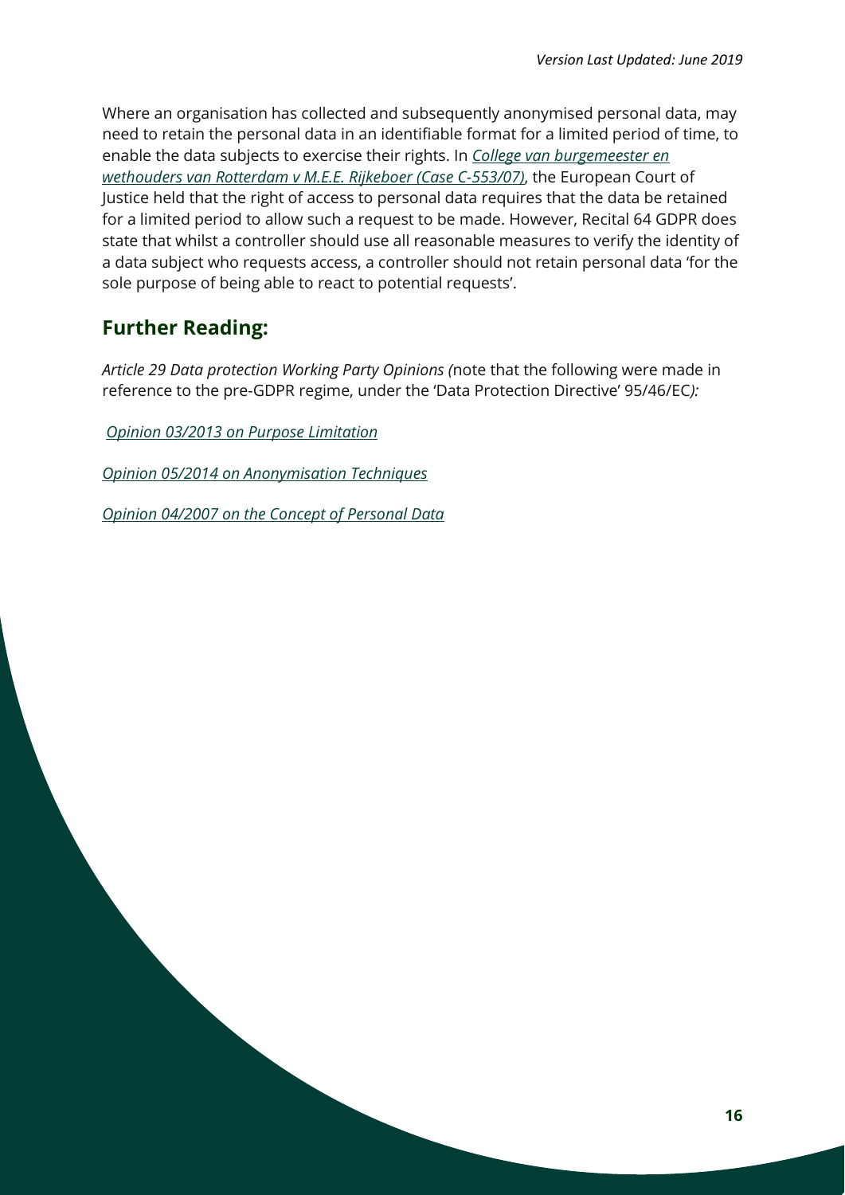Where an organisation has collected and subsequently anonymised personal data, may need to retain the personal data in an identifiable format for a limited period of time, to enable the data subjects to exercise their rights. In *College van burgemeester en wethouders van Rotterdam v M.E.E. Rijkeboer (Case C-553/07)*, the European Court of Justice held that the right of access to personal data requires that the data be retained for a limited period to allow such a request to be made. However, Recital 64 GDPR does state that whilst a controller should use all reasonable measures to verify the identity of a data subject who requests access, a controller should not retain personal data 'for the sole purpose of being able to react to potential requests'.

## Further Reading:

*Article 29 Data protection Working Party Opinions (*note that the following were made in reference to the pre-GDPR regime, under the 'Data Protection Directive' 95/46/EC*):*

*Opinion 03/2013 on Purpose Limitation*

*Opinion 05/2014 on Anonymisation Techniques*

*Opinion 04/2007 on the Concept of Personal Data*